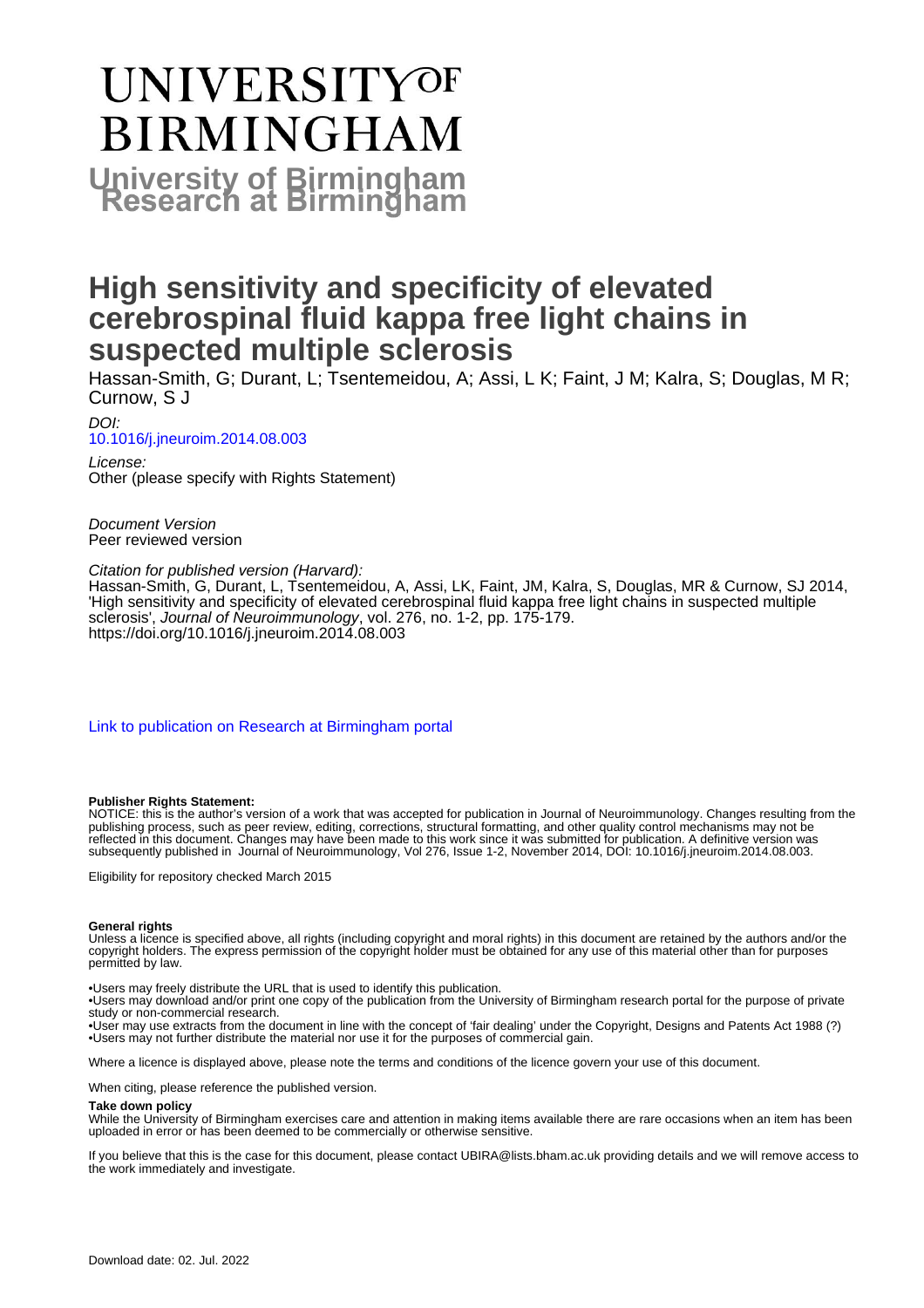# UNIVERSITY OF BIRMINGHAM

**University of Birmingham Research at Birmingham**

# High sensitivity and specificity of elevated cerebrospinal fluid kappa free light chains in suspected multiple sclerosis

Hassan-Smith, G; Durant, L; Tsentemeidou, A; Assi, L K; Faint, J M; Kalra, S; Douglas, M R; Curnow, S J

*DOI:*
10.1016/j.jneuroim.2014.08.003

*License:*
Other (please specify with Rights Statement)

*Document Version*
Peer reviewed version

*Citation for published version (Harvard):*
Hassan-Smith, G, Durant, L, Tsentemeidou, A, Assi, LK, Faint, JM, Kalra, S, Douglas, MR & Curnow, SJ 2014, 'High sensitivity and specificity of elevated cerebrospinal fluid kappa free light chains in suspected multiple sclerosis', *Journal of Neuroimmunology*, vol. 276, no. 1-2, pp. 175-179. https://doi.org/10.1016/j.jneuroim.2014.08.003

Link to publication on Research at Birmingham portal

**Publisher Rights Statement:**
NOTICE: this is the author's version of a work that was accepted for publication in Journal of Neuroimmunology. Changes resulting from the publishing process, such as peer review, editing, corrections, structural formatting, and other quality control mechanisms may not be reflected in this document. Changes may have been made to this work since it was submitted for publication. A definitive version was subsequently published in Journal of Neuroimmunology, Vol 276, Issue 1-2, November 2014, DOI: 10.1016/j.jneuroim.2014.08.003.

Eligibility for repository checked March 2015

**General rights**
Unless a licence is specified above, all rights (including copyright and moral rights) in this document are retained by the authors and/or the copyright holders. The express permission of the copyright holder must be obtained for any use of this material other than for purposes permitted by law.

•Users may freely distribute the URL that is used to identify this publication.
•Users may download and/or print one copy of the publication from the University of Birmingham research portal for the purpose of private study or non-commercial research.
•User may use extracts from the document in line with the concept of 'fair dealing' under the Copyright, Designs and Patents Act 1988 (?)
•Users may not further distribute the material nor use it for the purposes of commercial gain.

Where a licence is displayed above, please note the terms and conditions of the licence govern your use of this document.

When citing, please reference the published version.

**Take down policy**
While the University of Birmingham exercises care and attention in making items available there are rare occasions when an item has been uploaded in error or has been deemed to be commercially or otherwise sensitive.

If you believe that this is the case for this document, please contact UBIRA@lists.bham.ac.uk providing details and we will remove access to the work immediately and investigate.

Download date: 02. Jul. 2022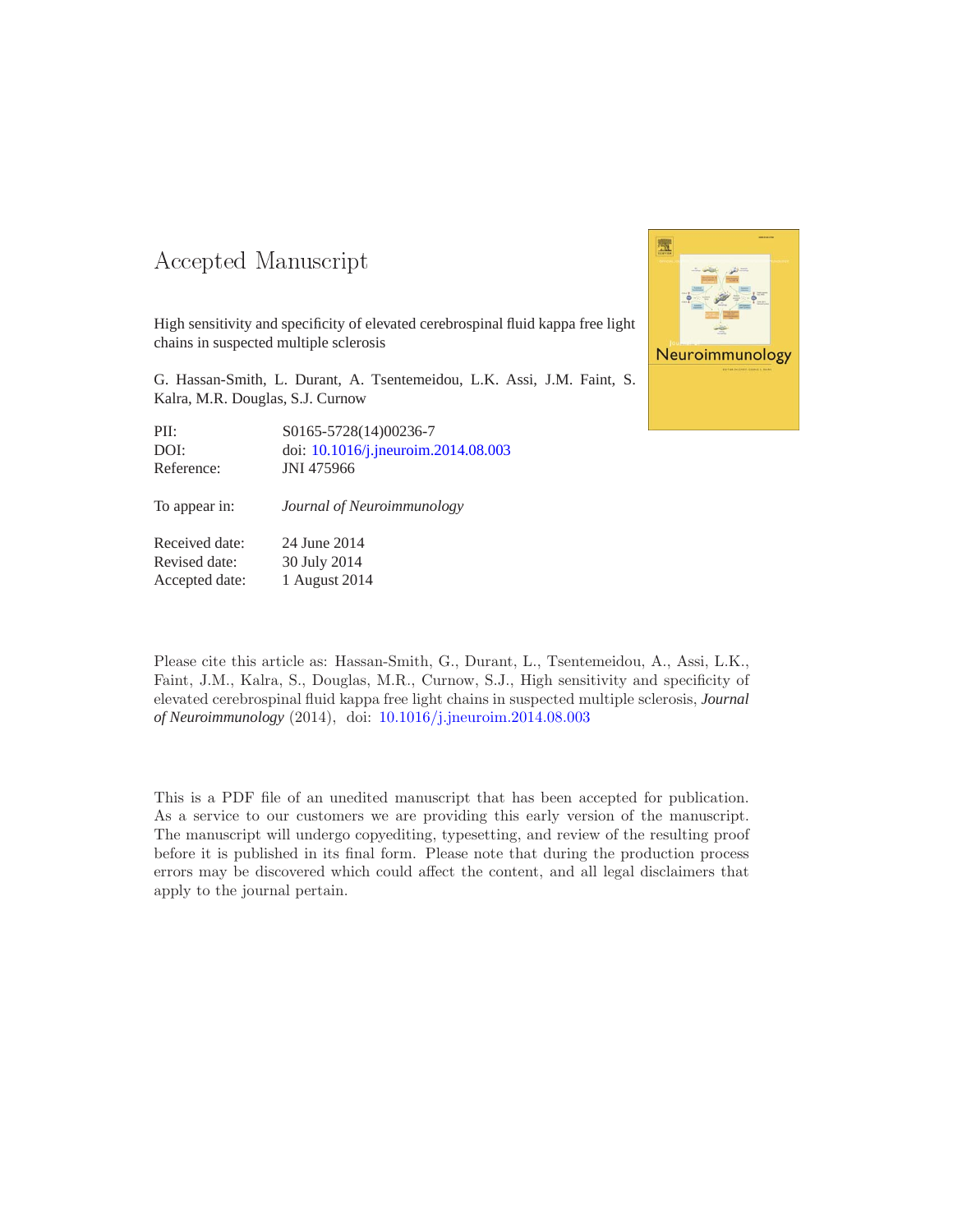# Accepted Manuscript

High sensitivity and specificity of elevated cerebrospinal fluid kappa free light chains in suspected multiple sclerosis

G. Hassan-Smith, L. Durant, A. Tsentemeidou, L.K. Assi, J.M. Faint, S. Kalra, M.R. Douglas, S.J. Curnow

| | |
|---|---|
| PII: | S0165-5728(14)00236-7 |
| DOI: | doi: 10.1016/j.jneuroim.2014.08.003 |
| Reference: | JNI 475966 |

| | |
|---|---|
| To appear in: | *Journal of Neuroimmunology* |

| | |
|---|---|
| Received date: | 24 June 2014 |
| Revised date: | 30 July 2014 |
| Accepted date: | 1 August 2014 |

Please cite this article as: Hassan-Smith, G., Durant, L., Tsentemeidou, A., Assi, L.K., Faint, J.M., Kalra, S., Douglas, M.R., Curnow, S.J., High sensitivity and specificity of elevated cerebrospinal fluid kappa free light chains in suspected multiple sclerosis, *Journal of Neuroimmunology* (2014), doi: 10.1016/j.jneuroim.2014.08.003

This is a PDF file of an unedited manuscript that has been accepted for publication. As a service to our customers we are providing this early version of the manuscript. The manuscript will undergo copyediting, typesetting, and review of the resulting proof before it is published in its final form. Please note that during the production process errors may be discovered which could affect the content, and all legal disclaimers that apply to the journal pertain.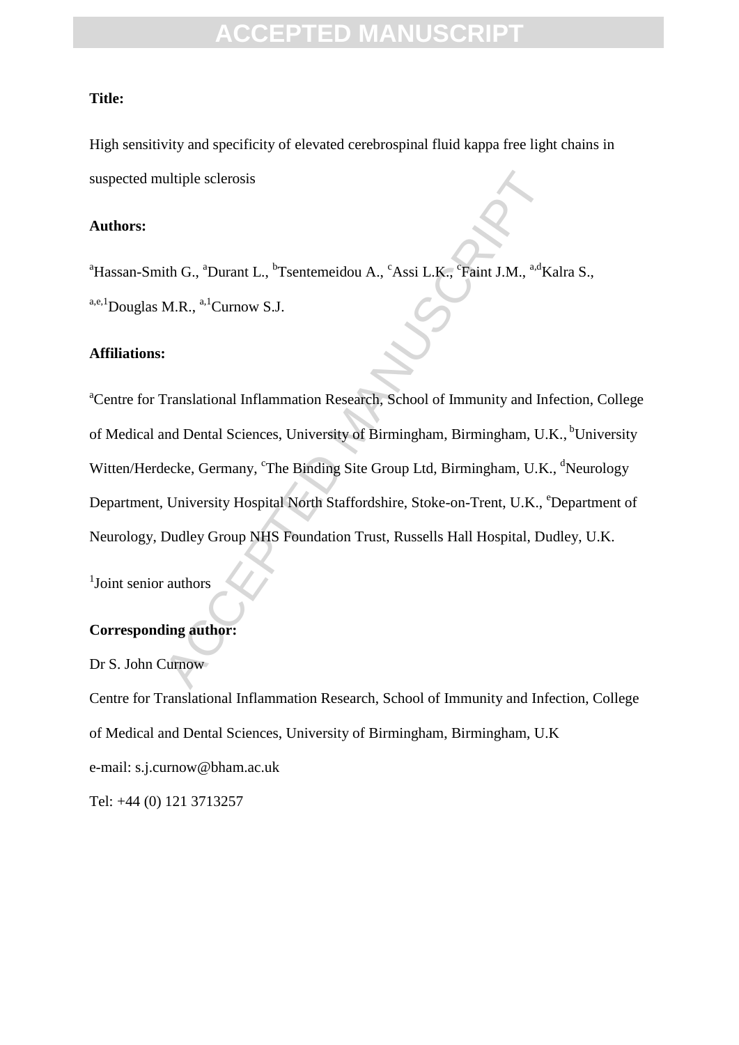**Title:**

High sensitivity and specificity of elevated cerebrospinal fluid kappa free light chains in suspected multiple sclerosis

**Authors:**

[a]Hassan-Smith G., [a]Durant L., [b]Tsentemeidou A., [c]Assi L.K., [c]Faint J.M., [a,d]Kalra S., [a,e,1]Douglas M.R., [a,1]Curnow S.J.

**Affiliations:**

[a]Centre for Translational Inflammation Research, School of Immunity and Infection, College of Medical and Dental Sciences, University of Birmingham, Birmingham, U.K., [b]University Witten/Herdecke, Germany, [c]The Binding Site Group Ltd, Birmingham, U.K., [d]Neurology Department, University Hospital North Staffordshire, Stoke-on-Trent, U.K., [e]Department of Neurology, Dudley Group NHS Foundation Trust, Russells Hall Hospital, Dudley, U.K.

[1]Joint senior authors

**Corresponding author:**

Dr S. John Curnow

Centre for Translational Inflammation Research, School of Immunity and Infection, College of Medical and Dental Sciences, University of Birmingham, Birmingham, U.K

e-mail: s.j.curnow@bham.ac.uk

Tel: +44 (0) 121 3713257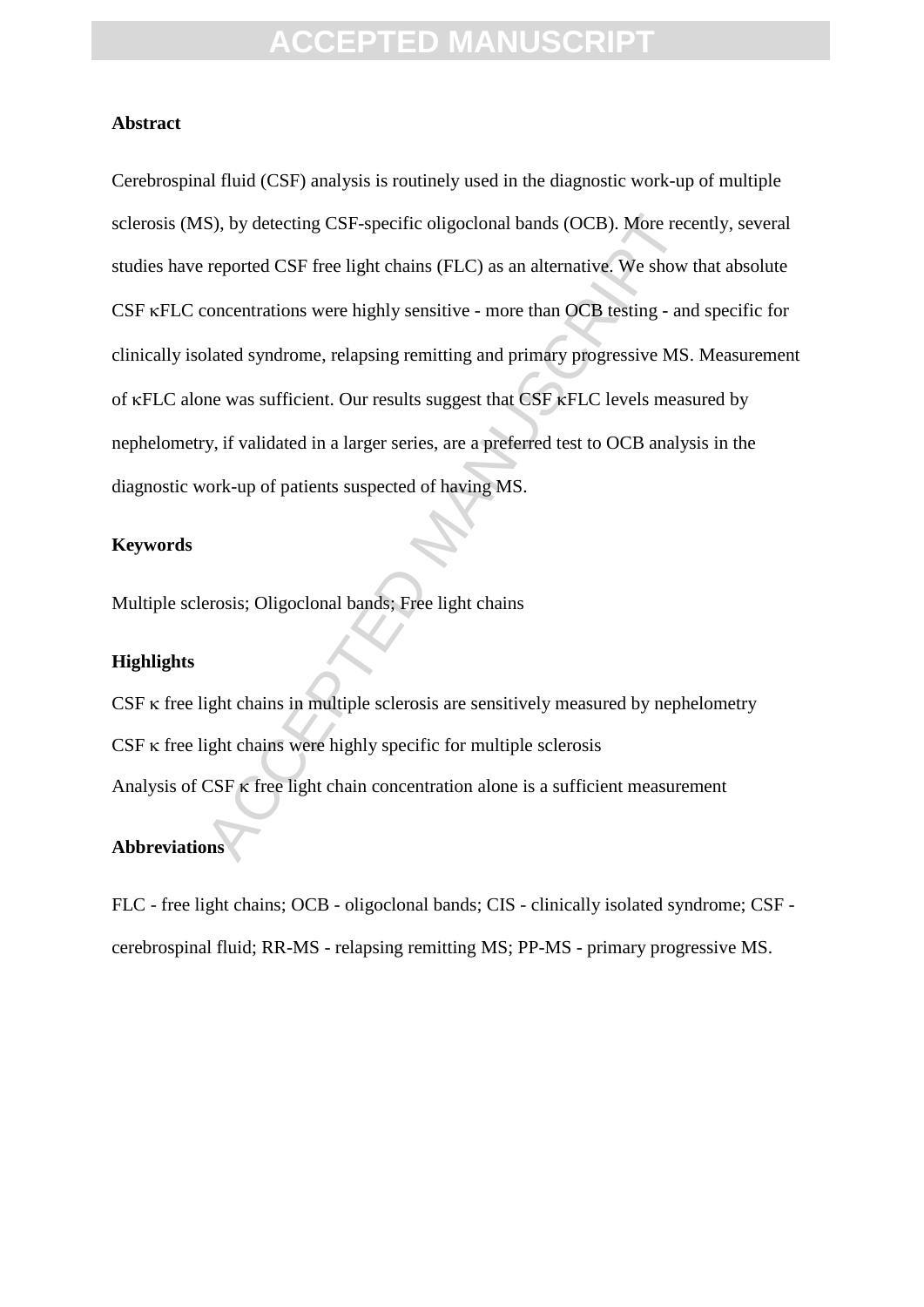## Abstract

Cerebrospinal fluid (CSF) analysis is routinely used in the diagnostic work-up of multiple sclerosis (MS), by detecting CSF-specific oligoclonal bands (OCB). More recently, several studies have reported CSF free light chains (FLC) as an alternative. We show that absolute CSF κFLC concentrations were highly sensitive - more than OCB testing - and specific for clinically isolated syndrome, relapsing remitting and primary progressive MS. Measurement of κFLC alone was sufficient. Our results suggest that CSF κFLC levels measured by nephelometry, if validated in a larger series, are a preferred test to OCB analysis in the diagnostic work-up of patients suspected of having MS.

## Keywords

Multiple sclerosis; Oligoclonal bands; Free light chains

## Highlights

CSF κ free light chains in multiple sclerosis are sensitively measured by nephelometry

CSF κ free light chains were highly specific for multiple sclerosis

Analysis of CSF κ free light chain concentration alone is a sufficient measurement

## Abbreviations

FLC - free light chains; OCB - oligoclonal bands; CIS - clinically isolated syndrome; CSF - cerebrospinal fluid; RR-MS - relapsing remitting MS; PP-MS - primary progressive MS.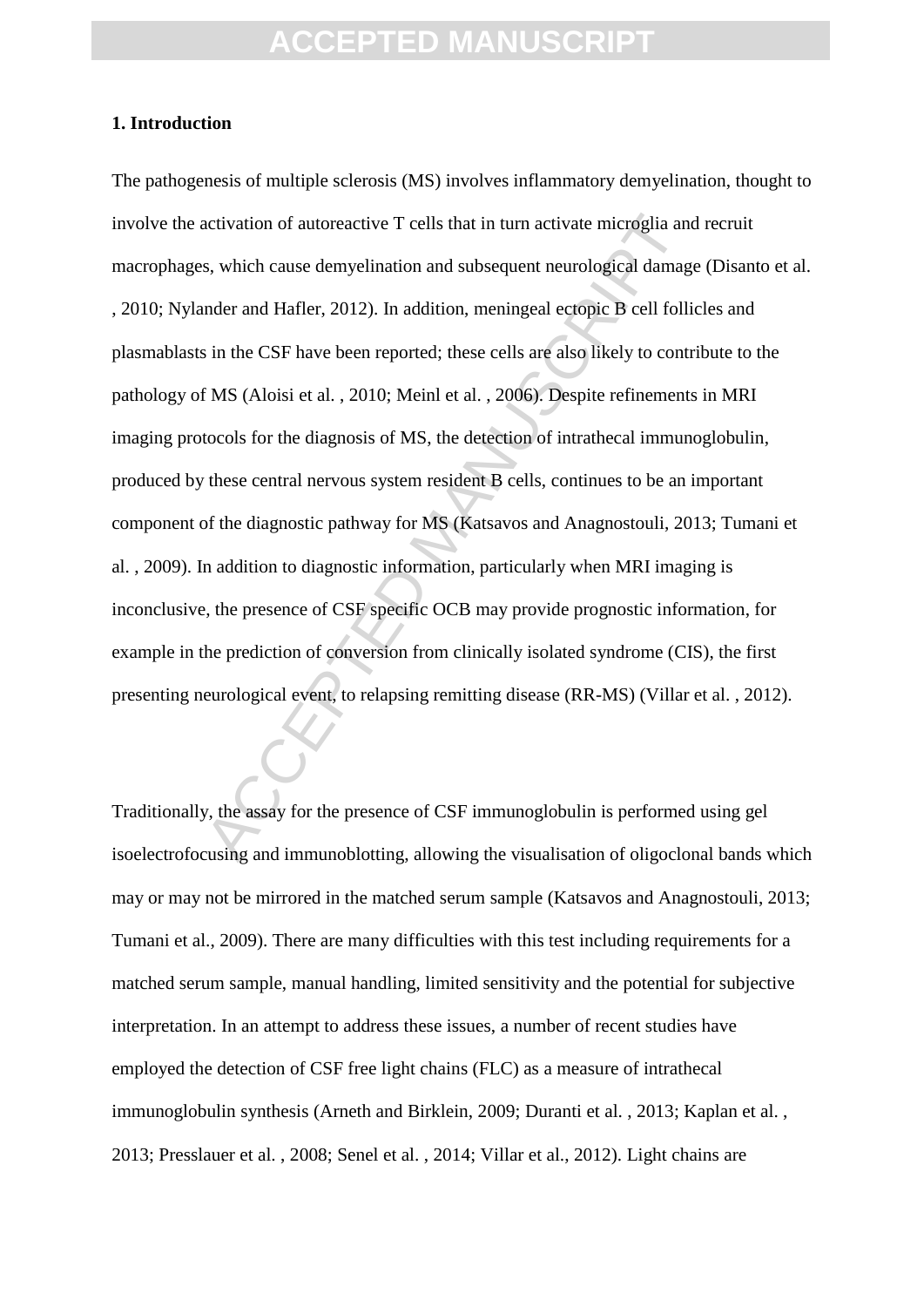## 1. Introduction

The pathogenesis of multiple sclerosis (MS) involves inflammatory demyelination, thought to involve the activation of autoreactive T cells that in turn activate microglia and recruit macrophages, which cause demyelination and subsequent neurological damage (Disanto et al. , 2010; Nylander and Hafler, 2012). In addition, meningeal ectopic B cell follicles and plasmablasts in the CSF have been reported; these cells are also likely to contribute to the pathology of MS (Aloisi et al. , 2010; Meinl et al. , 2006). Despite refinements in MRI imaging protocols for the diagnosis of MS, the detection of intrathecal immunoglobulin, produced by these central nervous system resident B cells, continues to be an important component of the diagnostic pathway for MS (Katsavos and Anagnostouli, 2013; Tumani et al. , 2009). In addition to diagnostic information, particularly when MRI imaging is inconclusive, the presence of CSF specific OCB may provide prognostic information, for example in the prediction of conversion from clinically isolated syndrome (CIS), the first presenting neurological event, to relapsing remitting disease (RR-MS) (Villar et al. , 2012).

Traditionally, the assay for the presence of CSF immunoglobulin is performed using gel isoelectrofocusing and immunoblotting, allowing the visualisation of oligoclonal bands which may or may not be mirrored in the matched serum sample (Katsavos and Anagnostouli, 2013; Tumani et al., 2009). There are many difficulties with this test including requirements for a matched serum sample, manual handling, limited sensitivity and the potential for subjective interpretation. In an attempt to address these issues, a number of recent studies have employed the detection of CSF free light chains (FLC) as a measure of intrathecal immunoglobulin synthesis (Arneth and Birklein, 2009; Duranti et al. , 2013; Kaplan et al. , 2013; Presslauer et al. , 2008; Senel et al. , 2014; Villar et al., 2012). Light chains are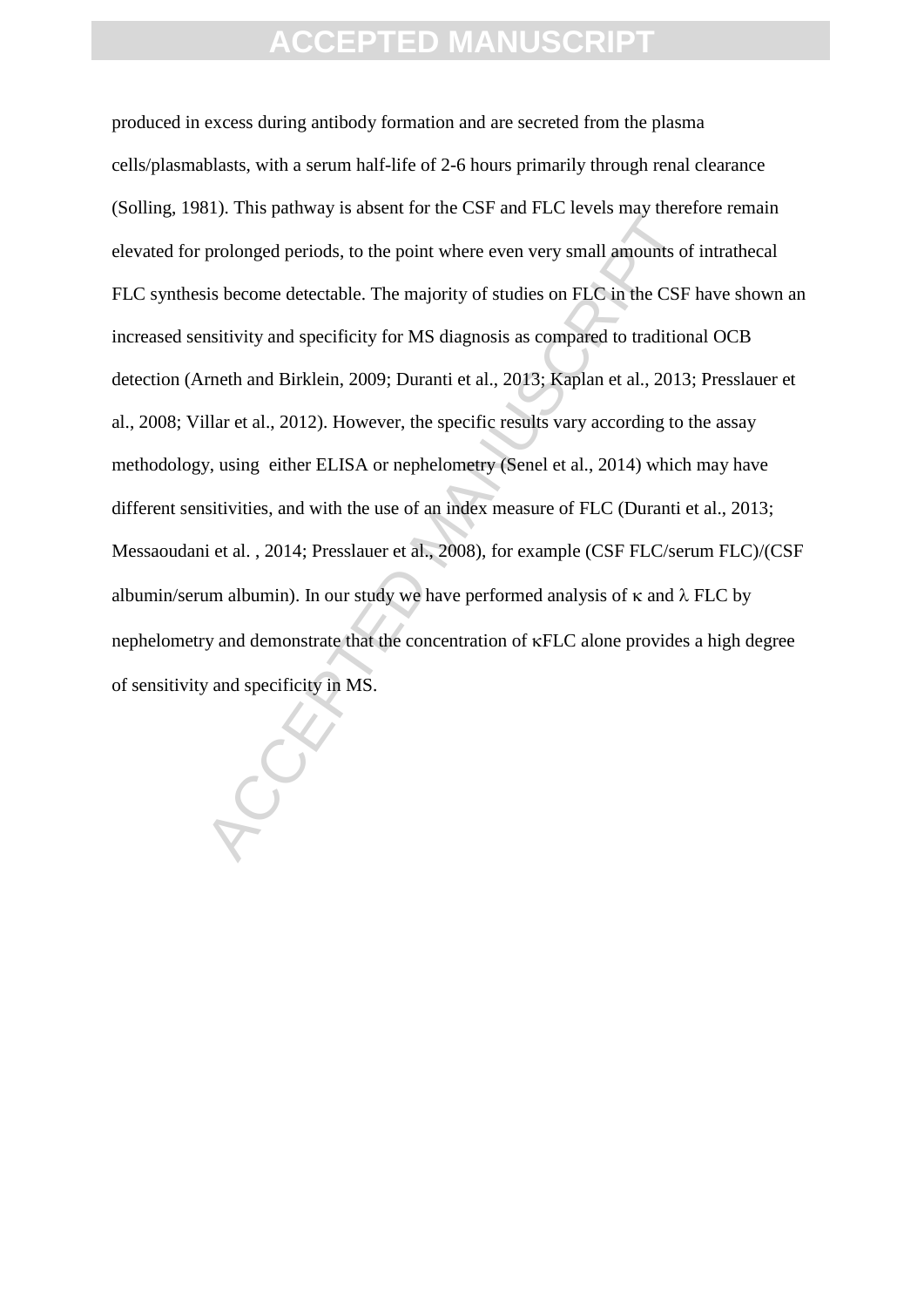produced in excess during antibody formation and are secreted from the plasma cells/plasmablasts, with a serum half-life of 2-6 hours primarily through renal clearance (Solling, 1981). This pathway is absent for the CSF and FLC levels may therefore remain elevated for prolonged periods, to the point where even very small amounts of intrathecal FLC synthesis become detectable. The majority of studies on FLC in the CSF have shown an increased sensitivity and specificity for MS diagnosis as compared to traditional OCB detection (Arneth and Birklein, 2009; Duranti et al., 2013; Kaplan et al., 2013; Presslauer et al., 2008; Villar et al., 2012). However, the specific results vary according to the assay methodology, using either ELISA or nephelometry (Senel et al., 2014) which may have different sensitivities, and with the use of an index measure of FLC (Duranti et al., 2013; Messaoudani et al. , 2014; Presslauer et al., 2008), for example (CSF FLC/serum FLC)/(CSF albumin/serum albumin). In our study we have performed analysis of κ and λ FLC by nephelometry and demonstrate that the concentration of κFLC alone provides a high degree of sensitivity and specificity in MS.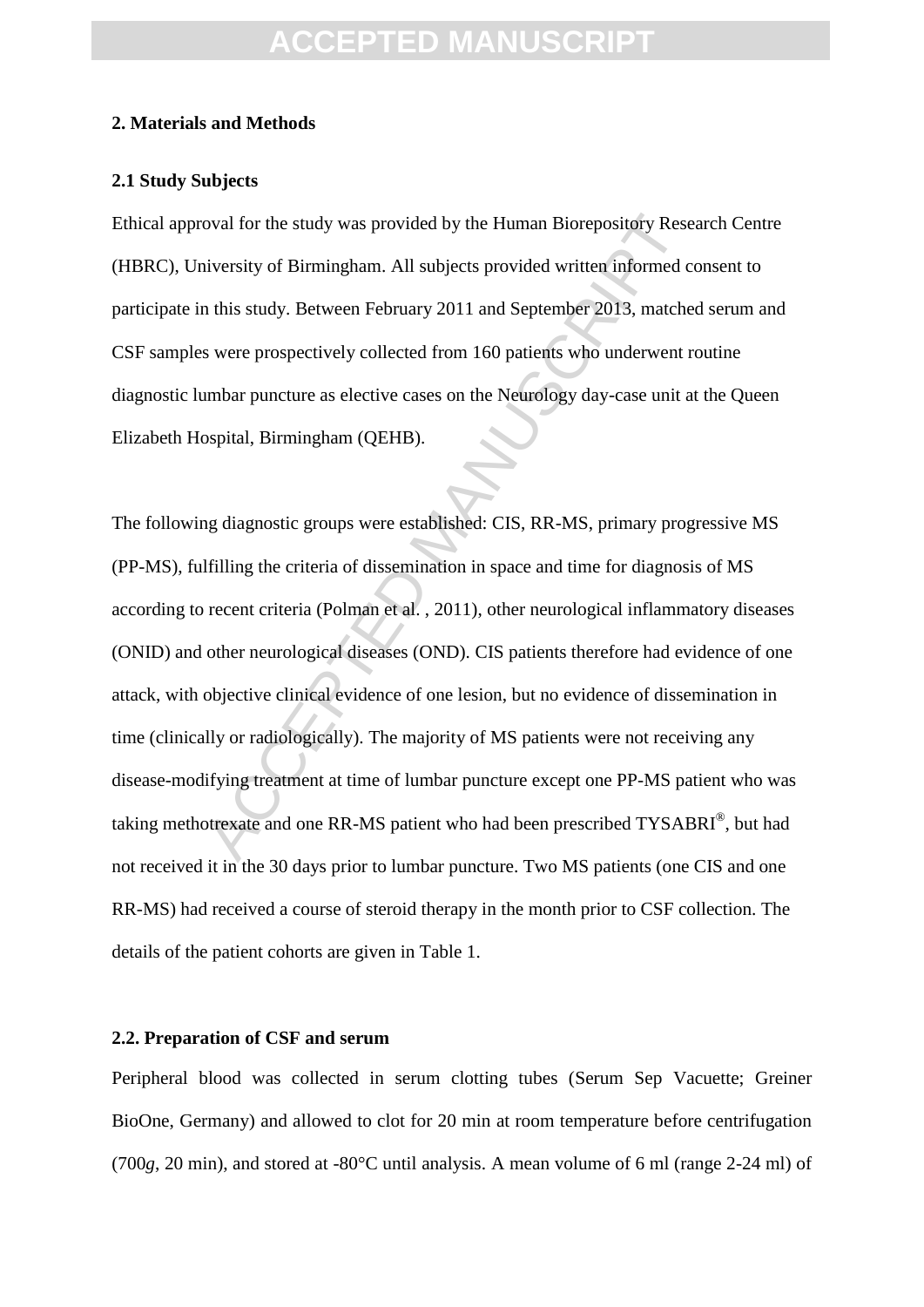## 2. Materials and Methods

### 2.1 Study Subjects

Ethical approval for the study was provided by the Human Biorepository Research Centre (HBRC), University of Birmingham. All subjects provided written informed consent to participate in this study. Between February 2011 and September 2013, matched serum and CSF samples were prospectively collected from 160 patients who underwent routine diagnostic lumbar puncture as elective cases on the Neurology day-case unit at the Queen Elizabeth Hospital, Birmingham (QEHB).

The following diagnostic groups were established: CIS, RR-MS, primary progressive MS (PP-MS), fulfilling the criteria of dissemination in space and time for diagnosis of MS according to recent criteria (Polman et al. , 2011), other neurological inflammatory diseases (ONID) and other neurological diseases (OND). CIS patients therefore had evidence of one attack, with objective clinical evidence of one lesion, but no evidence of dissemination in time (clinically or radiologically). The majority of MS patients were not receiving any disease-modifying treatment at time of lumbar puncture except one PP-MS patient who was taking methotrexate and one RR-MS patient who had been prescribed TYSABRI®, but had not received it in the 30 days prior to lumbar puncture. Two MS patients (one CIS and one RR-MS) had received a course of steroid therapy in the month prior to CSF collection. The details of the patient cohorts are given in Table 1.

### 2.2. Preparation of CSF and serum

Peripheral blood was collected in serum clotting tubes (Serum Sep Vacuette; Greiner BioOne, Germany) and allowed to clot for 20 min at room temperature before centrifugation (700*g*, 20 min), and stored at -80°C until analysis. A mean volume of 6 ml (range 2-24 ml) of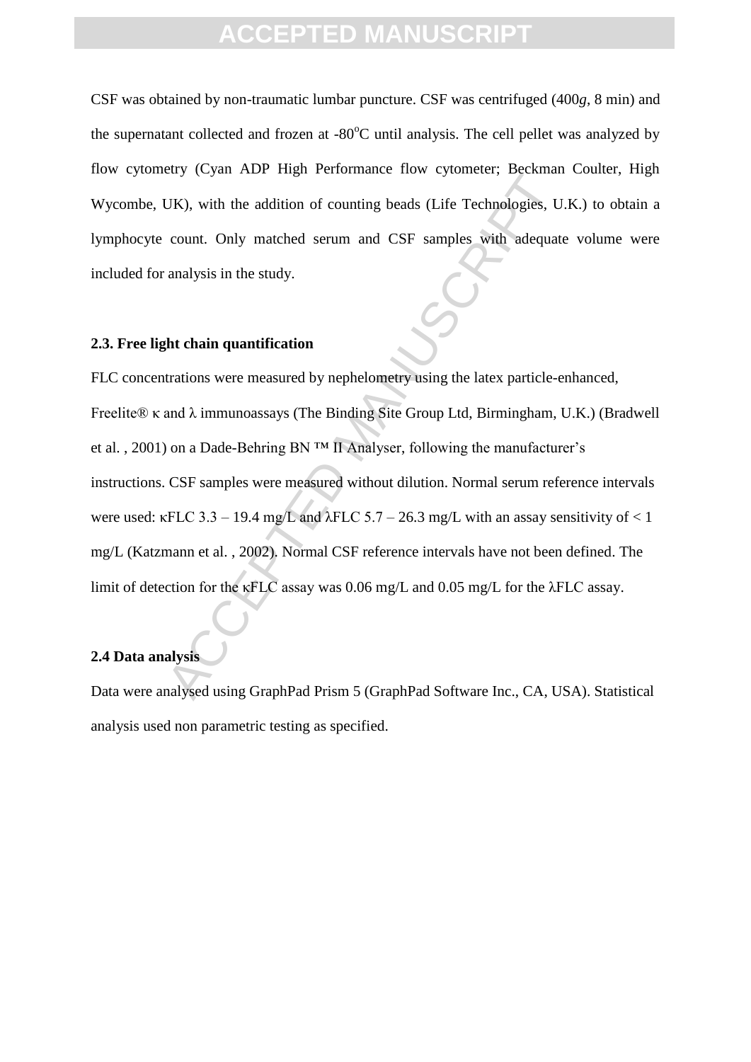CSF was obtained by non-traumatic lumbar puncture. CSF was centrifuged (400*g*, 8 min) and the supernatant collected and frozen at -80°C until analysis. The cell pellet was analyzed by flow cytometry (Cyan ADP High Performance flow cytometer; Beckman Coulter, High Wycombe, UK), with the addition of counting beads (Life Technologies, U.K.) to obtain a lymphocyte count. Only matched serum and CSF samples with adequate volume were included for analysis in the study.

### 2.3. Free light chain quantification

FLC concentrations were measured by nephelometry using the latex particle-enhanced, Freelite® κ and λ immunoassays (The Binding Site Group Ltd, Birmingham, U.K.) (Bradwell et al. , 2001) on a Dade-Behring BN ™ II Analyser, following the manufacturer's instructions. CSF samples were measured without dilution. Normal serum reference intervals were used: κFLC 3.3 – 19.4 mg/L and λFLC 5.7 – 26.3 mg/L with an assay sensitivity of < 1 mg/L (Katzmann et al. , 2002). Normal CSF reference intervals have not been defined. The limit of detection for the κFLC assay was 0.06 mg/L and 0.05 mg/L for the λFLC assay.

### 2.4 Data analysis

Data were analysed using GraphPad Prism 5 (GraphPad Software Inc., CA, USA). Statistical analysis used non parametric testing as specified.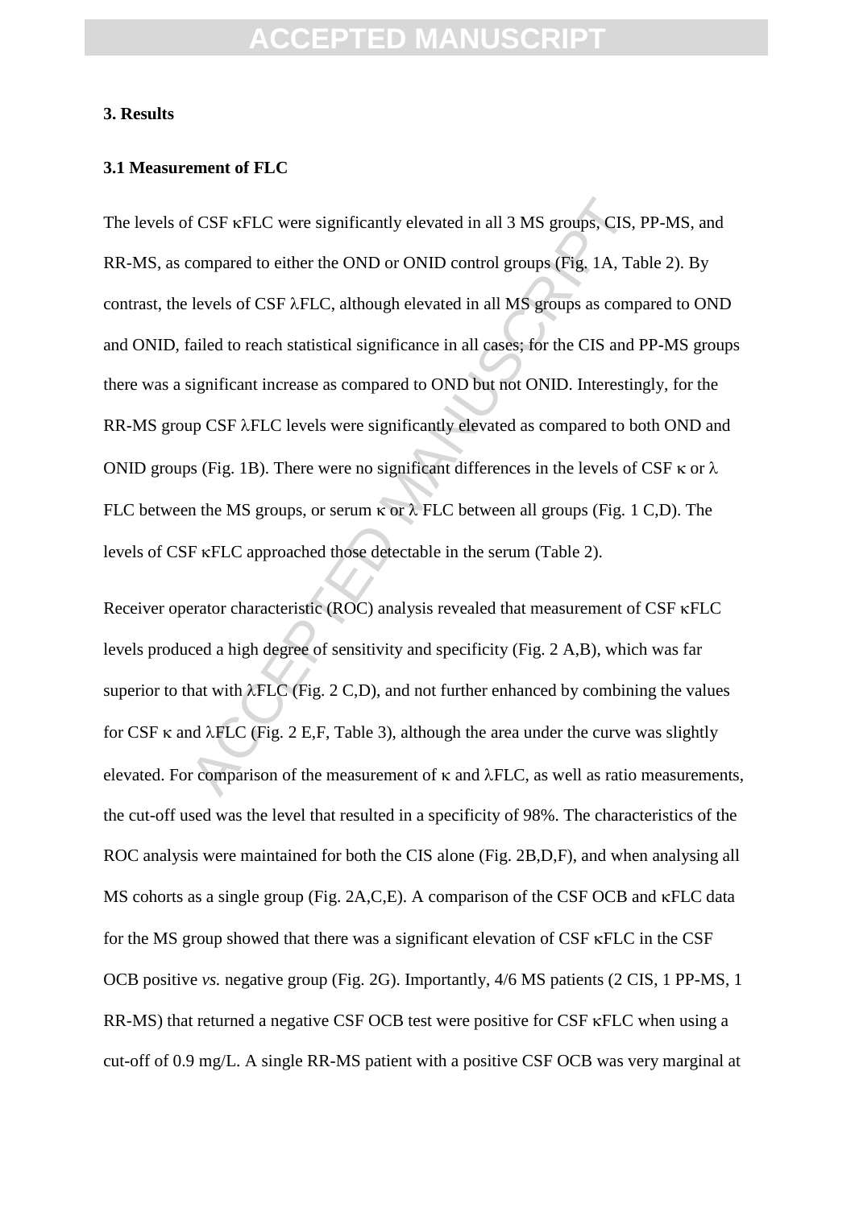## 3. Results

### 3.1 Measurement of FLC

The levels of CSF κFLC were significantly elevated in all 3 MS groups, CIS, PP-MS, and RR-MS, as compared to either the OND or ONID control groups (Fig. 1A, Table 2). By contrast, the levels of CSF λFLC, although elevated in all MS groups as compared to OND and ONID, failed to reach statistical significance in all cases; for the CIS and PP-MS groups there was a significant increase as compared to OND but not ONID. Interestingly, for the RR-MS group CSF λFLC levels were significantly elevated as compared to both OND and ONID groups (Fig. 1B). There were no significant differences in the levels of CSF κ or λ FLC between the MS groups, or serum κ or λ FLC between all groups (Fig. 1 C,D). The levels of CSF κFLC approached those detectable in the serum (Table 2).

Receiver operator characteristic (ROC) analysis revealed that measurement of CSF κFLC levels produced a high degree of sensitivity and specificity (Fig. 2 A,B), which was far superior to that with λFLC (Fig. 2 C,D), and not further enhanced by combining the values for CSF κ and λFLC (Fig. 2 E,F, Table 3), although the area under the curve was slightly elevated. For comparison of the measurement of κ and λFLC, as well as ratio measurements, the cut-off used was the level that resulted in a specificity of 98%. The characteristics of the ROC analysis were maintained for both the CIS alone (Fig. 2B,D,F), and when analysing all MS cohorts as a single group (Fig. 2A,C,E). A comparison of the CSF OCB and κFLC data for the MS group showed that there was a significant elevation of CSF κFLC in the CSF OCB positive *vs.* negative group (Fig. 2G). Importantly, 4/6 MS patients (2 CIS, 1 PP-MS, 1 RR-MS) that returned a negative CSF OCB test were positive for CSF κFLC when using a cut-off of 0.9 mg/L. A single RR-MS patient with a positive CSF OCB was very marginal at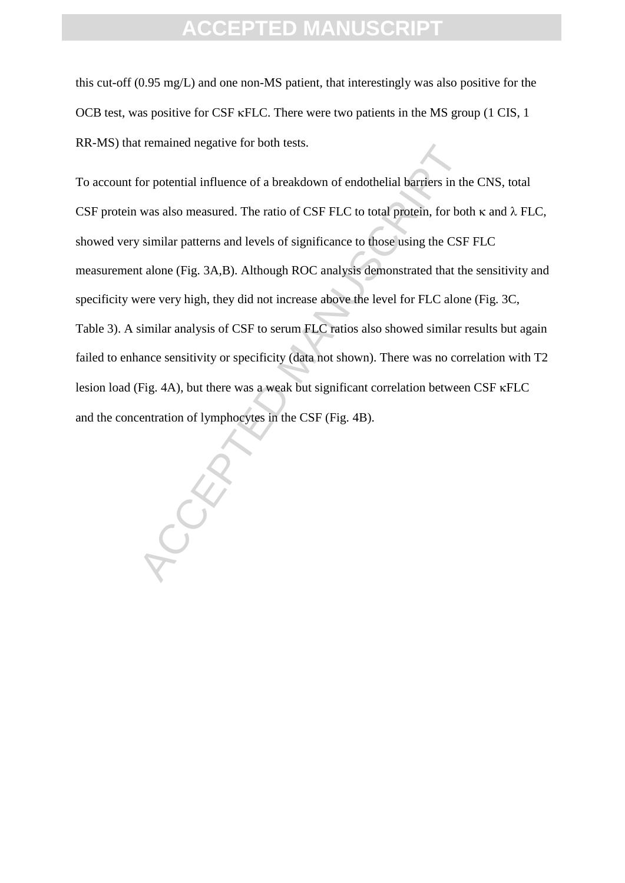this cut-off (0.95 mg/L) and one non-MS patient, that interestingly was also positive for the OCB test, was positive for CSF κFLC. There were two patients in the MS group (1 CIS, 1 RR-MS) that remained negative for both tests.

To account for potential influence of a breakdown of endothelial barriers in the CNS, total CSF protein was also measured. The ratio of CSF FLC to total protein, for both κ and λ FLC, showed very similar patterns and levels of significance to those using the CSF FLC measurement alone (Fig. 3A,B). Although ROC analysis demonstrated that the sensitivity and specificity were very high, they did not increase above the level for FLC alone (Fig. 3C, Table 3). A similar analysis of CSF to serum FLC ratios also showed similar results but again failed to enhance sensitivity or specificity (data not shown). There was no correlation with T2 lesion load (Fig. 4A), but there was a weak but significant correlation between CSF κFLC and the concentration of lymphocytes in the CSF (Fig. 4B).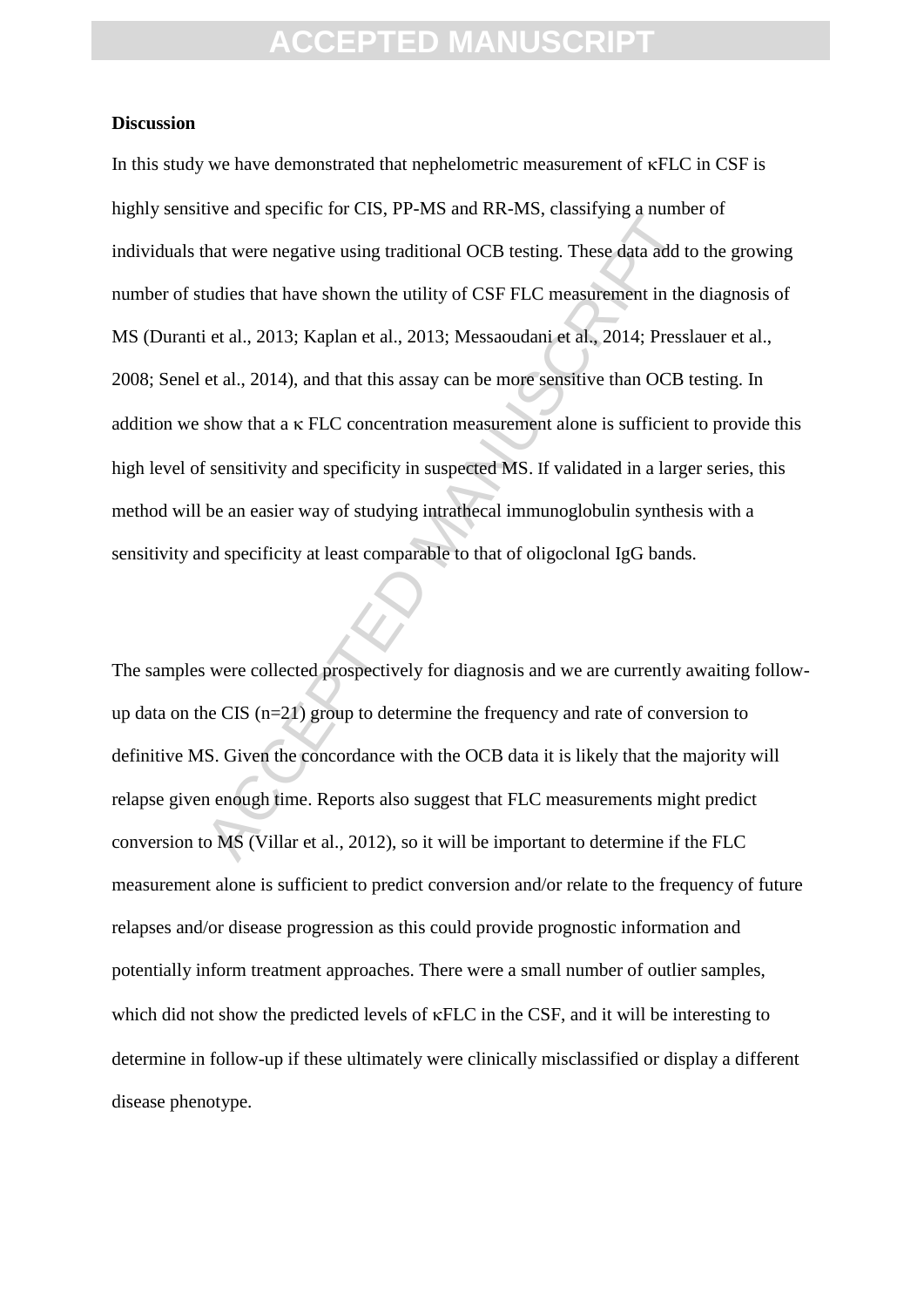**Discussion**

In this study we have demonstrated that nephelometric measurement of κFLC in CSF is highly sensitive and specific for CIS, PP-MS and RR-MS, classifying a number of individuals that were negative using traditional OCB testing. These data add to the growing number of studies that have shown the utility of CSF FLC measurement in the diagnosis of MS (Duranti et al., 2013; Kaplan et al., 2013; Messaoudani et al., 2014; Presslauer et al., 2008; Senel et al., 2014), and that this assay can be more sensitive than OCB testing. In addition we show that a κ FLC concentration measurement alone is sufficient to provide this high level of sensitivity and specificity in suspected MS. If validated in a larger series, this method will be an easier way of studying intrathecal immunoglobulin synthesis with a sensitivity and specificity at least comparable to that of oligoclonal IgG bands.

The samples were collected prospectively for diagnosis and we are currently awaiting follow-up data on the CIS (n=21) group to determine the frequency and rate of conversion to definitive MS. Given the concordance with the OCB data it is likely that the majority will relapse given enough time. Reports also suggest that FLC measurements might predict conversion to MS (Villar et al., 2012), so it will be important to determine if the FLC measurement alone is sufficient to predict conversion and/or relate to the frequency of future relapses and/or disease progression as this could provide prognostic information and potentially inform treatment approaches. There were a small number of outlier samples, which did not show the predicted levels of κFLC in the CSF, and it will be interesting to determine in follow-up if these ultimately were clinically misclassified or display a different disease phenotype.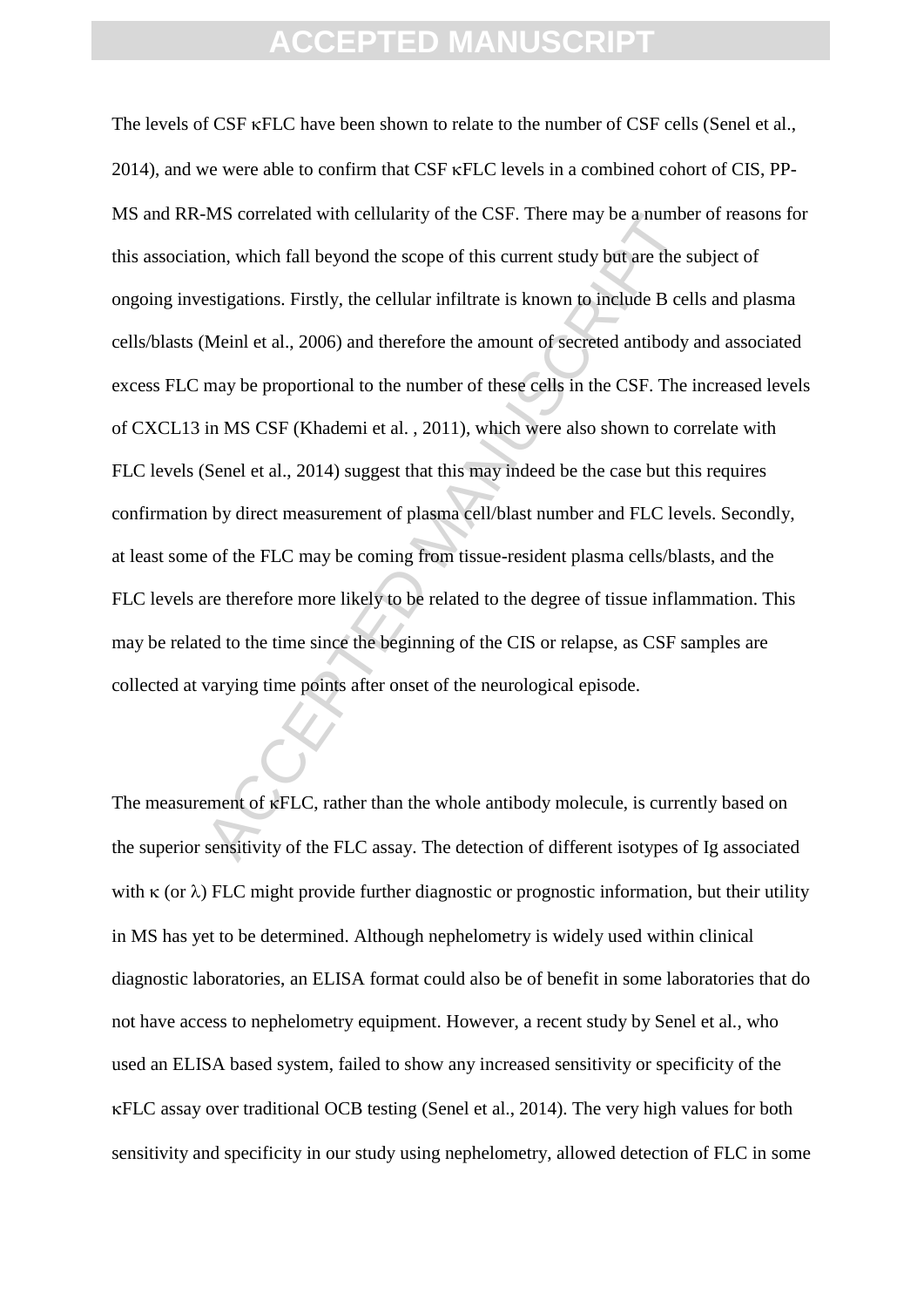The levels of CSF κFLC have been shown to relate to the number of CSF cells (Senel et al., 2014), and we were able to confirm that CSF κFLC levels in a combined cohort of CIS, PP-MS and RR-MS correlated with cellularity of the CSF. There may be a number of reasons for this association, which fall beyond the scope of this current study but are the subject of ongoing investigations. Firstly, the cellular infiltrate is known to include B cells and plasma cells/blasts (Meinl et al., 2006) and therefore the amount of secreted antibody and associated excess FLC may be proportional to the number of these cells in the CSF. The increased levels of CXCL13 in MS CSF (Khademi et al. , 2011), which were also shown to correlate with FLC levels (Senel et al., 2014) suggest that this may indeed be the case but this requires confirmation by direct measurement of plasma cell/blast number and FLC levels. Secondly, at least some of the FLC may be coming from tissue-resident plasma cells/blasts, and the FLC levels are therefore more likely to be related to the degree of tissue inflammation. This may be related to the time since the beginning of the CIS or relapse, as CSF samples are collected at varying time points after onset of the neurological episode.

The measurement of κFLC, rather than the whole antibody molecule, is currently based on the superior sensitivity of the FLC assay. The detection of different isotypes of Ig associated with κ (or λ) FLC might provide further diagnostic or prognostic information, but their utility in MS has yet to be determined. Although nephelometry is widely used within clinical diagnostic laboratories, an ELISA format could also be of benefit in some laboratories that do not have access to nephelometry equipment. However, a recent study by Senel et al., who used an ELISA based system, failed to show any increased sensitivity or specificity of the κFLC assay over traditional OCB testing (Senel et al., 2014). The very high values for both sensitivity and specificity in our study using nephelometry, allowed detection of FLC in some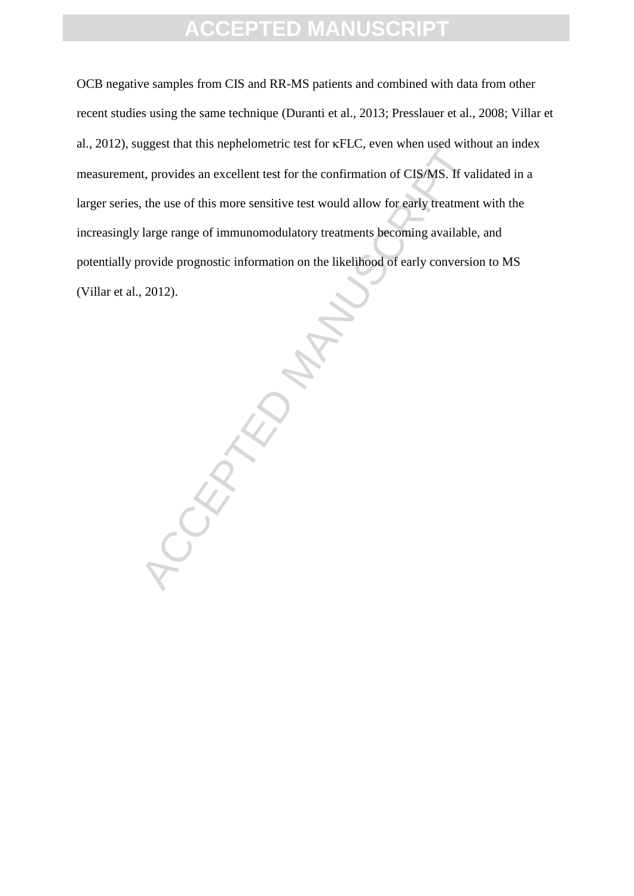OCB negative samples from CIS and RR-MS patients and combined with data from other recent studies using the same technique (Duranti et al., 2013; Presslauer et al., 2008; Villar et al., 2012), suggest that this nephelometric test for κFLC, even when used without an index measurement, provides an excellent test for the confirmation of CIS/MS. If validated in a larger series, the use of this more sensitive test would allow for early treatment with the increasingly large range of immunomodulatory treatments becoming available, and potentially provide prognostic information on the likelihood of early conversion to MS (Villar et al., 2012).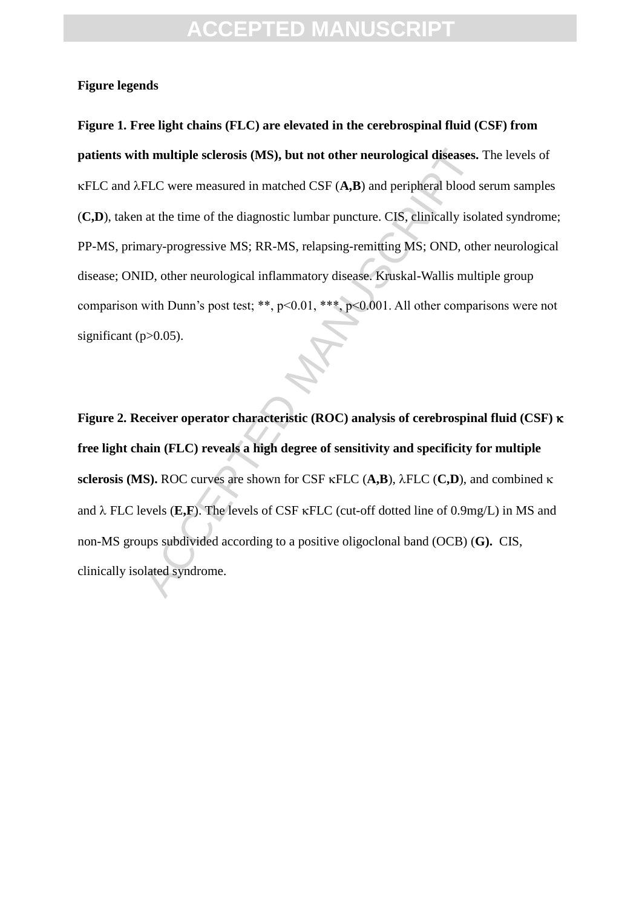**Figure legends**

**Figure 1. Free light chains (FLC) are elevated in the cerebrospinal fluid (CSF) from patients with multiple sclerosis (MS), but not other neurological diseases.** The levels of κFLC and λFLC were measured in matched CSF (**A,B**) and peripheral blood serum samples (**C,D**), taken at the time of the diagnostic lumbar puncture. CIS, clinically isolated syndrome; PP-MS, primary-progressive MS; RR-MS, relapsing-remitting MS; OND, other neurological disease; ONID, other neurological inflammatory disease. Kruskal-Wallis multiple group comparison with Dunn's post test; **, $p<0.01$, ***, $p<0.001$. All other comparisons were not significant ($p>0.05$).

**Figure 2. Receiver operator characteristic (ROC) analysis of cerebrospinal fluid (CSF) κ free light chain (FLC) reveals a high degree of sensitivity and specificity for multiple sclerosis (MS).** ROC curves are shown for CSF κFLC (**A,B**), λFLC (**C,D**), and combined κ and λ FLC levels (**E,F**). The levels of CSF κFLC (cut-off dotted line of 0.9mg/L) in MS and non-MS groups subdivided according to a positive oligoclonal band (OCB) (**G).** CIS, clinically isolated syndrome.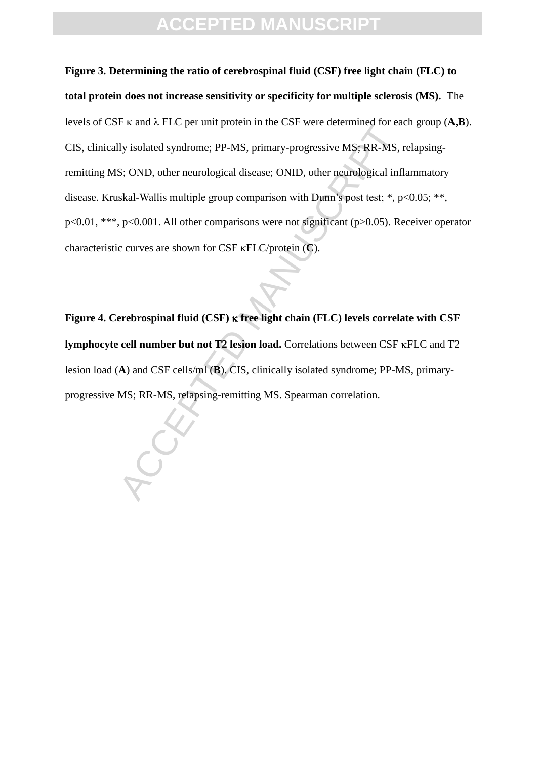**Figure 3. Determining the ratio of cerebrospinal fluid (CSF) free light chain (FLC) to total protein does not increase sensitivity or specificity for multiple sclerosis (MS).** The levels of CSF κ and λ FLC per unit protein in the CSF were determined for each group (**A,B**). CIS, clinically isolated syndrome; PP-MS, primary-progressive MS; RR-MS, relapsing-remitting MS; OND, other neurological disease; ONID, other neurological inflammatory disease. Kruskal-Wallis multiple group comparison with Dunn's post test; *, $p<0.05$; **, $p<0.01$, ***, $p<0.001$. All other comparisons were not significant ($p>0.05$). Receiver operator characteristic curves are shown for CSF κFLC/protein (**C**).

**Figure 4. Cerebrospinal fluid (CSF) κ free light chain (FLC) levels correlate with CSF lymphocyte cell number but not T2 lesion load.** Correlations between CSF κFLC and T2 lesion load (**A**) and CSF cells/ml (**B**). CIS, clinically isolated syndrome; PP-MS, primary-progressive MS; RR-MS, relapsing-remitting MS. Spearman correlation.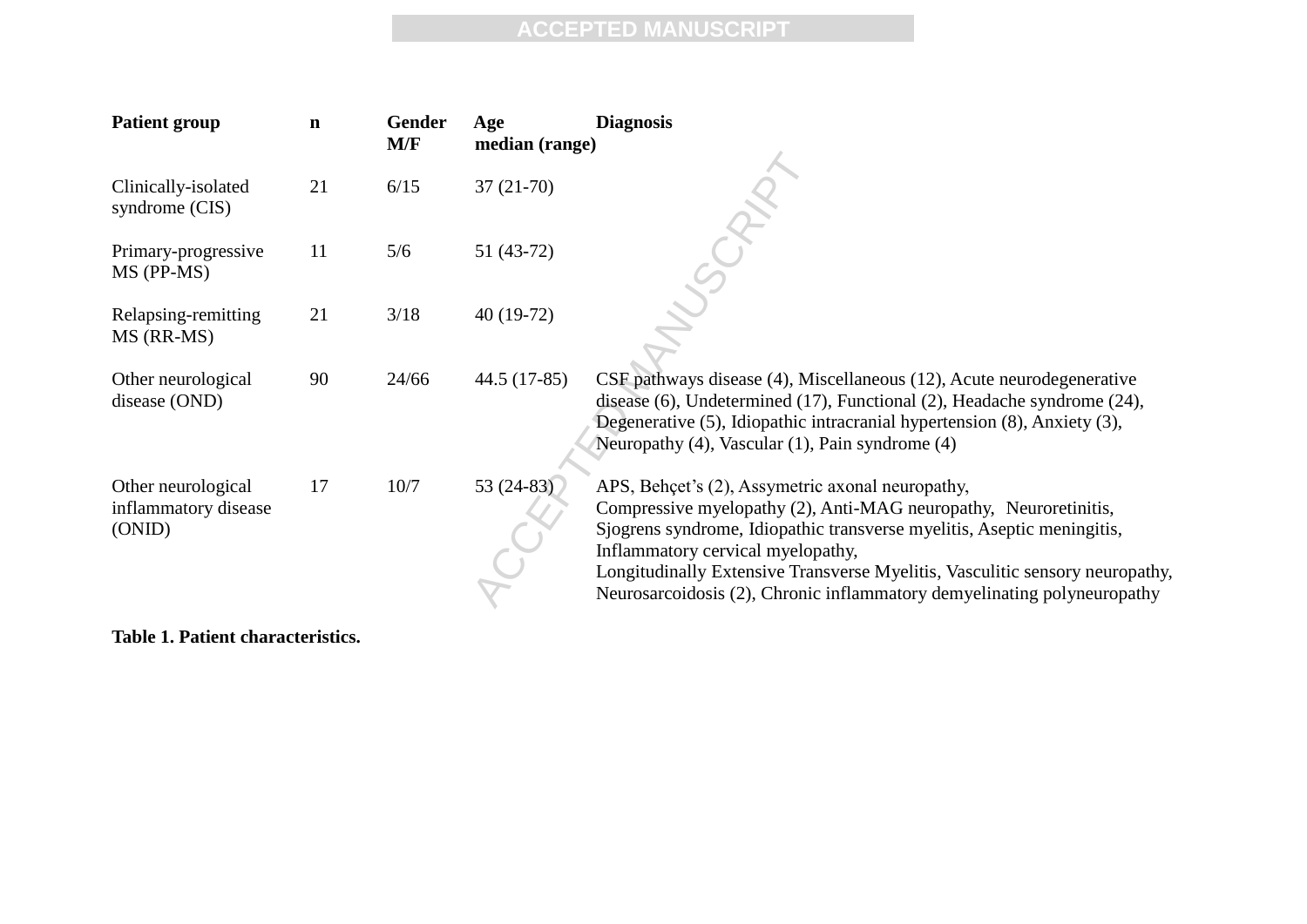| Patient group | n | Gender M/F | Age median (range) | Diagnosis |
|---|---|---|---|---|
| Clinically-isolated syndrome (CIS) | 21 | 6/15 | 37 (21-70) | |
| Primary-progressive MS (PP-MS) | 11 | 5/6 | 51 (43-72) | |
| Relapsing-remitting MS (RR-MS) | 21 | 3/18 | 40 (19-72) | |
| Other neurological disease (OND) | 90 | 24/66 | 44.5 (17-85) | CSF pathways disease (4), Miscellaneous (12), Acute neurodegenerative disease (6), Undetermined (17), Functional (2), Headache syndrome (24), Degenerative (5), Idiopathic intracranial hypertension (8), Anxiety (3), Neuropathy (4), Vascular (1), Pain syndrome (4) |
| Other neurological inflammatory disease (ONID) | 17 | 10/7 | 53 (24-83) | APS, Behçet's (2), Assymetric axonal neuropathy, Compressive myelopathy (2), Anti-MAG neuropathy, Neuroretinitis, Sjogrens syndrome, Idiopathic transverse myelitis, Aseptic meningitis, Inflammatory cervical myelopathy, Longitudinally Extensive Transverse Myelitis, Vasculitic sensory neuropathy, Neurosarcoidosis (2), Chronic inflammatory demyelinating polyneuropathy |

**Table 1. Patient characteristics.**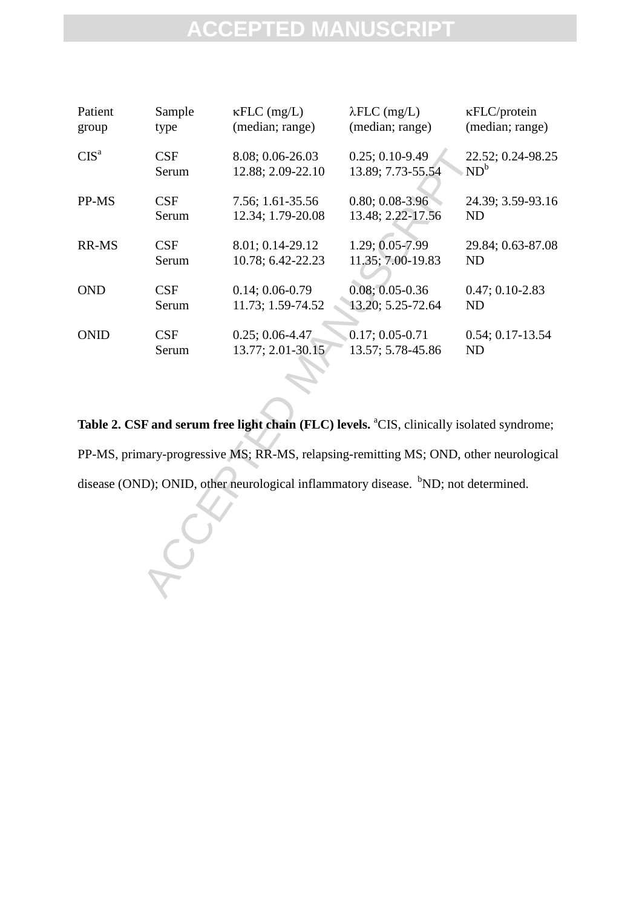| Patient group | Sample type | κFLC (mg/L) (median; range) | λFLC (mg/L) (median; range) | κFLC/protein (median; range) |
|---|---|---|---|---|
| CIS[a] | CSF | 8.08; 0.06-26.03 | 0.25; 0.10-9.49 | 22.52; 0.24-98.25 |
| | Serum | 12.88; 2.09-22.10 | 13.89; 7.73-55.54 | ND[b] |
| PP-MS | CSF | 7.56; 1.61-35.56 | 0.80; 0.08-3.96 | 24.39; 3.59-93.16 |
| | Serum | 12.34; 1.79-20.08 | 13.48; 2.22-17.56 | ND |
| RR-MS | CSF | 8.01; 0.14-29.12 | 1.29; 0.05-7.99 | 29.84; 0.63-87.08 |
| | Serum | 10.78; 6.42-22.23 | 11.35; 7.00-19.83 | ND |
| OND | CSF | 0.14; 0.06-0.79 | 0.08; 0.05-0.36 | 0.47; 0.10-2.83 |
| | Serum | 11.73; 1.59-74.52 | 13.20; 5.25-72.64 | ND |
| ONID | CSF | 0.25; 0.06-4.47 | 0.17; 0.05-0.71 | 0.54; 0.17-13.54 |
| | Serum | 13.77; 2.01-30.15 | 13.57; 5.78-45.86 | ND |

**Table 2. CSF and serum free light chain (FLC) levels.** [a]CIS, clinically isolated syndrome; PP-MS, primary-progressive MS; RR-MS, relapsing-remitting MS; OND, other neurological disease (OND); ONID, other neurological inflammatory disease. [b]ND; not determined.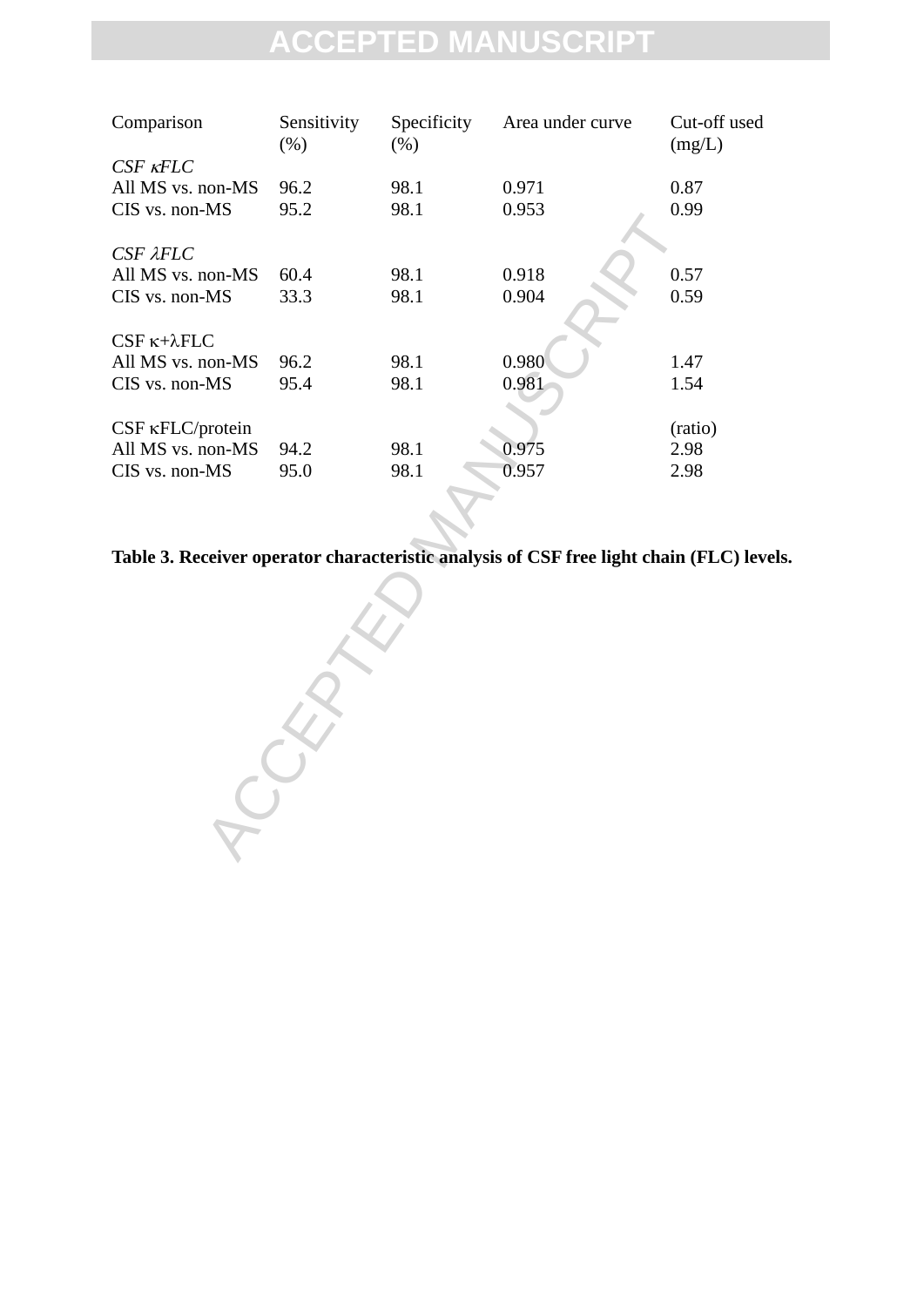| Comparison | Sensitivity (%) | Specificity (%) | Area under curve | Cut-off used (mg/L) |
|---|---|---|---|---|
| *CSF κFLC* | | | | |
| All MS vs. non-MS | 96.2 | 98.1 | 0.971 | 0.87 |
| CIS vs. non-MS | 95.2 | 98.1 | 0.953 | 0.99 |
| *CSF λFLC* | | | | |
| All MS vs. non-MS | 60.4 | 98.1 | 0.918 | 0.57 |
| CIS vs. non-MS | 33.3 | 98.1 | 0.904 | 0.59 |
| CSF κ+λFLC | | | | |
| All MS vs. non-MS | 96.2 | 98.1 | 0.980 | 1.47 |
| CIS vs. non-MS | 95.4 | 98.1 | 0.981 | 1.54 |
| CSF κFLC/protein | | | | (ratio) |
| All MS vs. non-MS | 94.2 | 98.1 | 0.975 | 2.98 |
| CIS vs. non-MS | 95.0 | 98.1 | 0.957 | 2.98 |

**Table 3. Receiver operator characteristic analysis of CSF free light chain (FLC) levels.**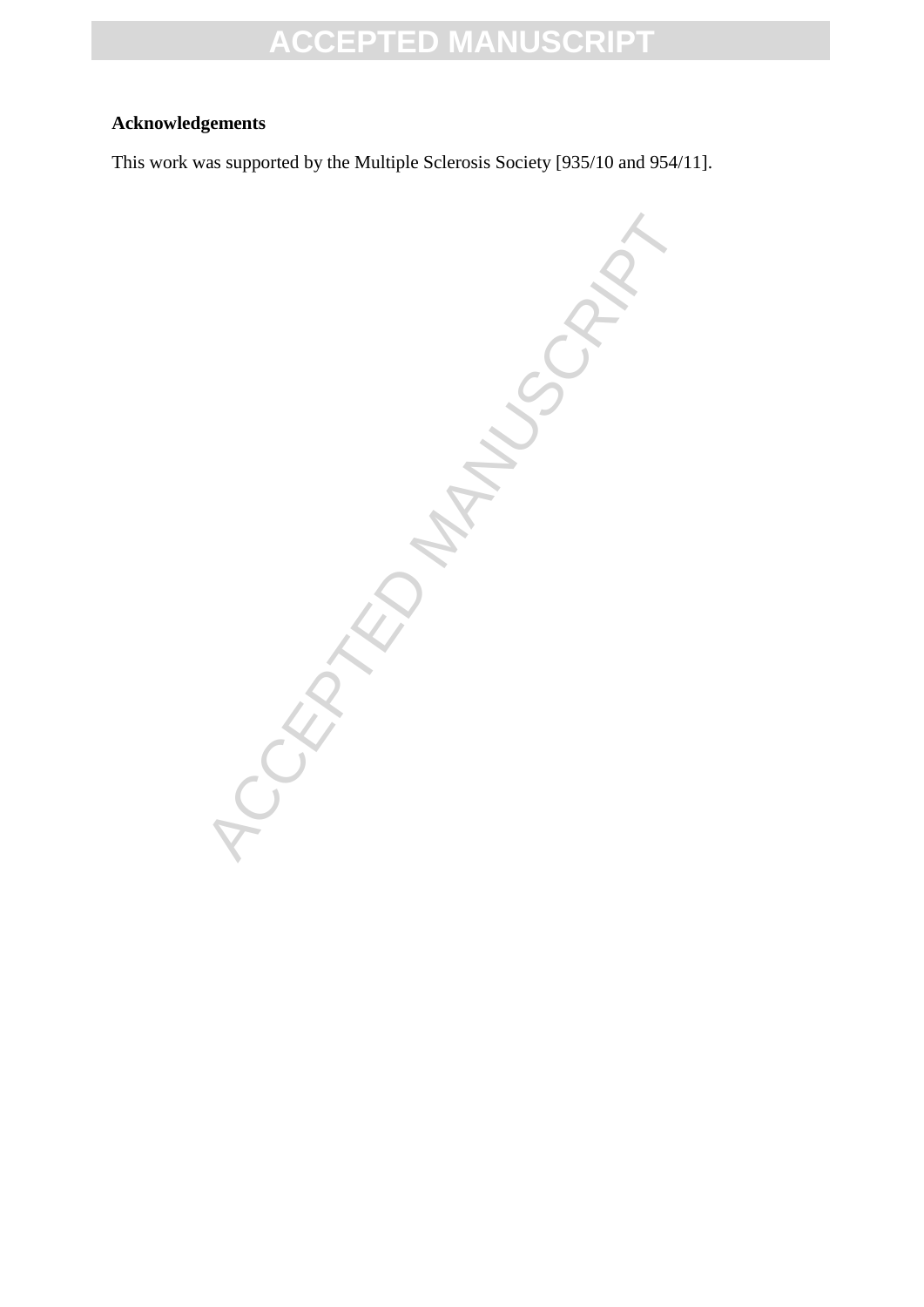**Acknowledgements**

This work was supported by the Multiple Sclerosis Society [935/10 and 954/11].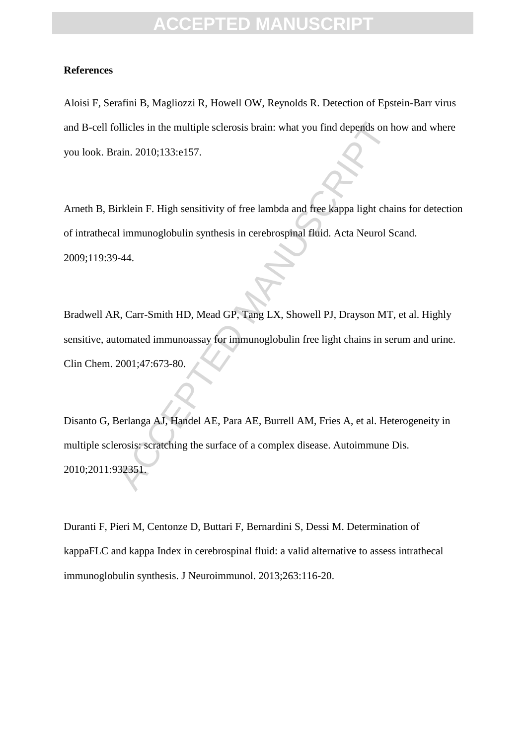**References**

Aloisi F, Serafini B, Magliozzi R, Howell OW, Reynolds R. Detection of Epstein-Barr virus and B-cell follicles in the multiple sclerosis brain: what you find depends on how and where you look. Brain. 2010;133:e157.

Arneth B, Birklein F. High sensitivity of free lambda and free kappa light chains for detection of intrathecal immunoglobulin synthesis in cerebrospinal fluid. Acta Neurol Scand. 2009;119:39-44.

Bradwell AR, Carr-Smith HD, Mead GP, Tang LX, Showell PJ, Drayson MT, et al. Highly sensitive, automated immunoassay for immunoglobulin free light chains in serum and urine. Clin Chem. 2001;47:673-80.

Disanto G, Berlanga AJ, Handel AE, Para AE, Burrell AM, Fries A, et al. Heterogeneity in multiple sclerosis: scratching the surface of a complex disease. Autoimmune Dis. 2010;2011:932351.

Duranti F, Pieri M, Centonze D, Buttari F, Bernardini S, Dessi M. Determination of kappaFLC and kappa Index in cerebrospinal fluid: a valid alternative to assess intrathecal immunoglobulin synthesis. J Neuroimmunol. 2013;263:116-20.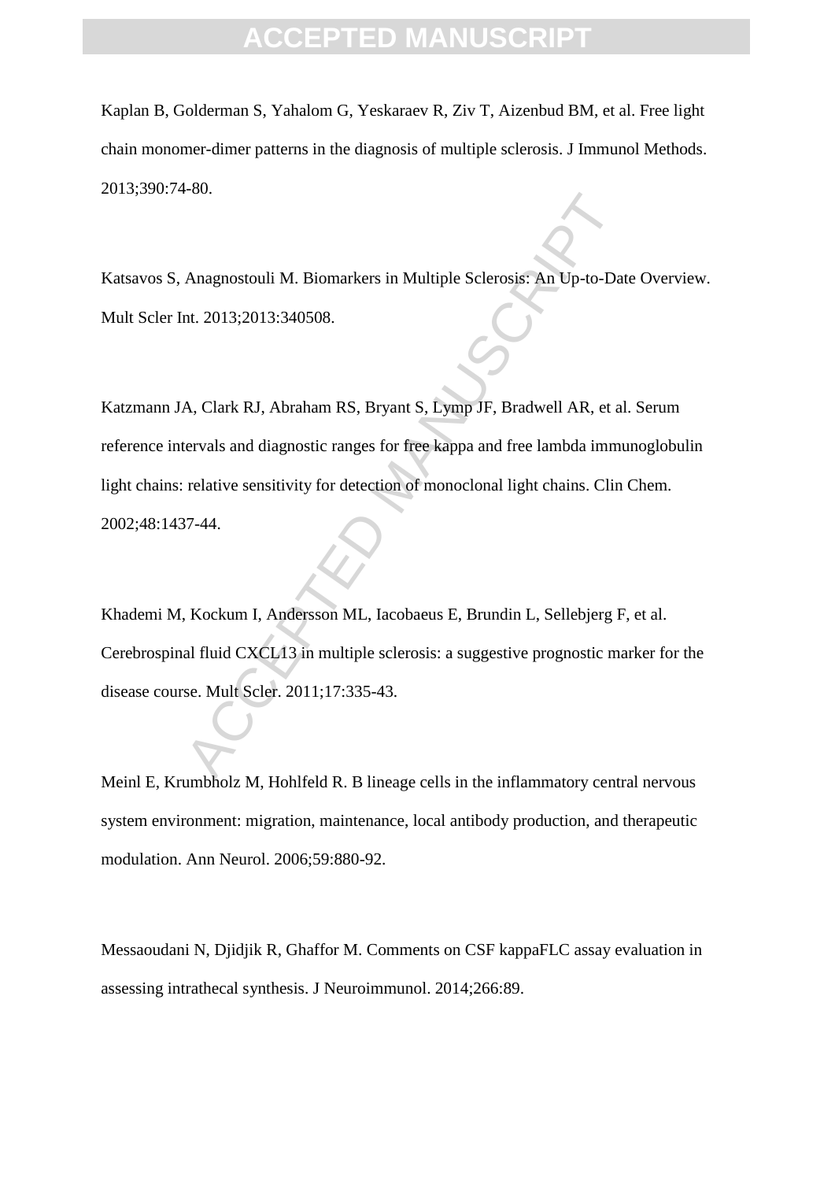Kaplan B, Golderman S, Yahalom G, Yeskaraev R, Ziv T, Aizenbud BM, et al. Free light chain monomer-dimer patterns in the diagnosis of multiple sclerosis. J Immunol Methods. 2013;390:74-80.

Katsavos S, Anagnostouli M. Biomarkers in Multiple Sclerosis: An Up-to-Date Overview. Mult Scler Int. 2013;2013:340508.

Katzmann JA, Clark RJ, Abraham RS, Bryant S, Lymp JF, Bradwell AR, et al. Serum reference intervals and diagnostic ranges for free kappa and free lambda immunoglobulin light chains: relative sensitivity for detection of monoclonal light chains. Clin Chem. 2002;48:1437-44.

Khademi M, Kockum I, Andersson ML, Iacobaeus E, Brundin L, Sellebjerg F, et al. Cerebrospinal fluid CXCL13 in multiple sclerosis: a suggestive prognostic marker for the disease course. Mult Scler. 2011;17:335-43.

Meinl E, Krumbholz M, Hohlfeld R. B lineage cells in the inflammatory central nervous system environment: migration, maintenance, local antibody production, and therapeutic modulation. Ann Neurol. 2006;59:880-92.

Messaoudani N, Djidjik R, Ghaffor M. Comments on CSF kappaFLC assay evaluation in assessing intrathecal synthesis. J Neuroimmunol. 2014;266:89.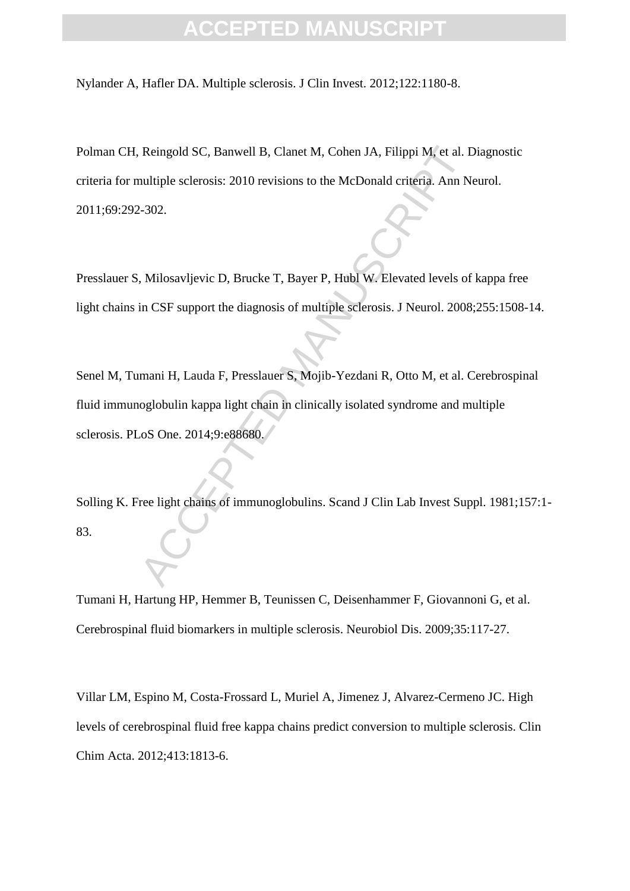Nylander A, Hafler DA. Multiple sclerosis. J Clin Invest. 2012;122:1180-8.

Polman CH, Reingold SC, Banwell B, Clanet M, Cohen JA, Filippi M, et al. Diagnostic criteria for multiple sclerosis: 2010 revisions to the McDonald criteria. Ann Neurol. 2011;69:292-302.

Presslauer S, Milosavljevic D, Brucke T, Bayer P, Hubl W. Elevated levels of kappa free light chains in CSF support the diagnosis of multiple sclerosis. J Neurol. 2008;255:1508-14.

Senel M, Tumani H, Lauda F, Presslauer S, Mojib-Yezdani R, Otto M, et al. Cerebrospinal fluid immunoglobulin kappa light chain in clinically isolated syndrome and multiple sclerosis. PLoS One. 2014;9:e88680.

Solling K. Free light chains of immunoglobulins. Scand J Clin Lab Invest Suppl. 1981;157:1-83.

Tumani H, Hartung HP, Hemmer B, Teunissen C, Deisenhammer F, Giovannoni G, et al. Cerebrospinal fluid biomarkers in multiple sclerosis. Neurobiol Dis. 2009;35:117-27.

Villar LM, Espino M, Costa-Frossard L, Muriel A, Jimenez J, Alvarez-Cermeno JC. High levels of cerebrospinal fluid free kappa chains predict conversion to multiple sclerosis. Clin Chim Acta. 2012;413:1813-6.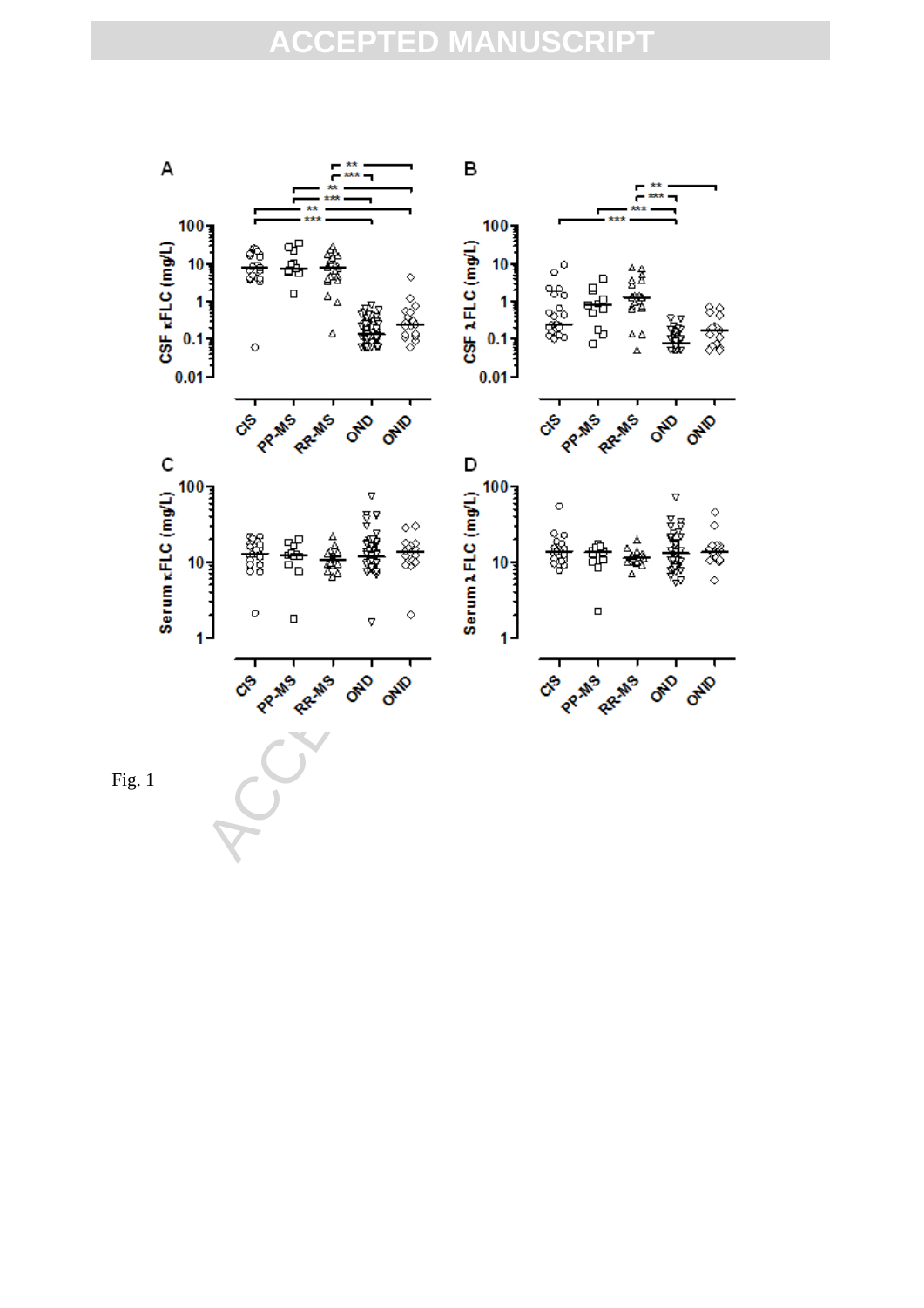Fig. 1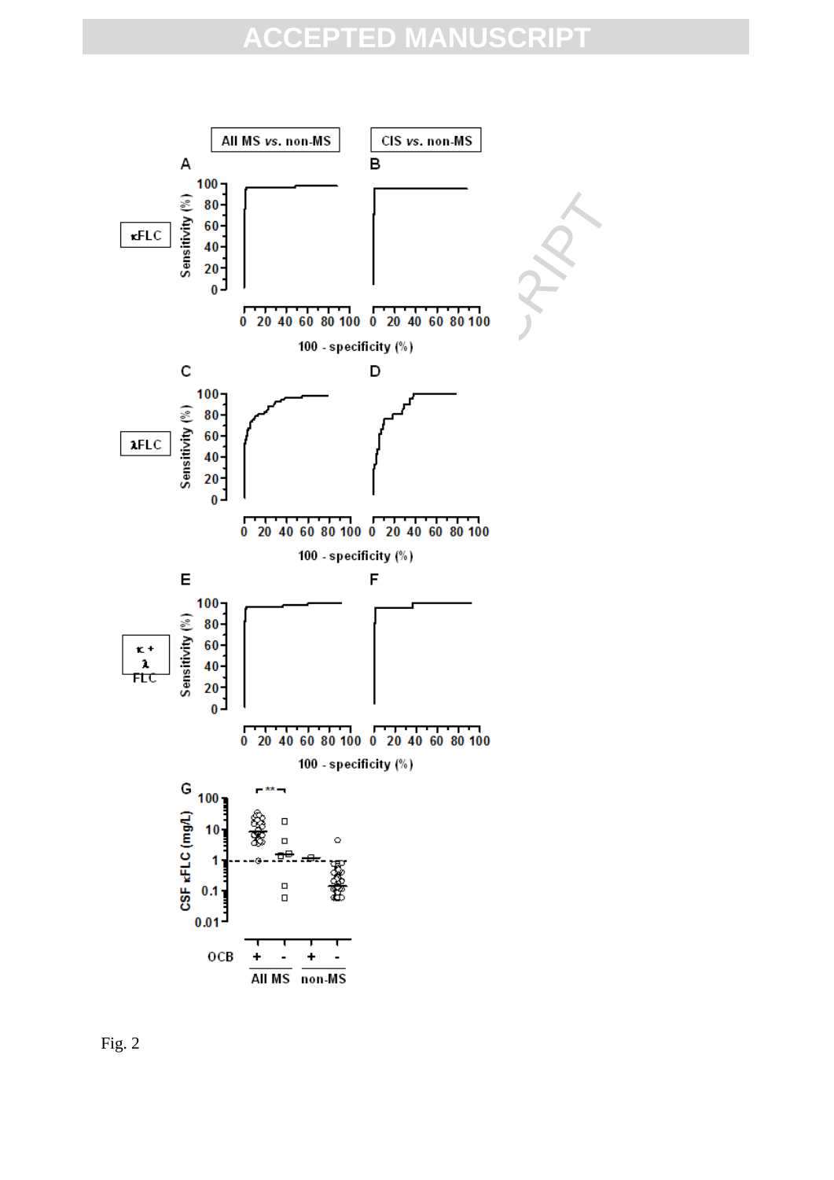Fig. 2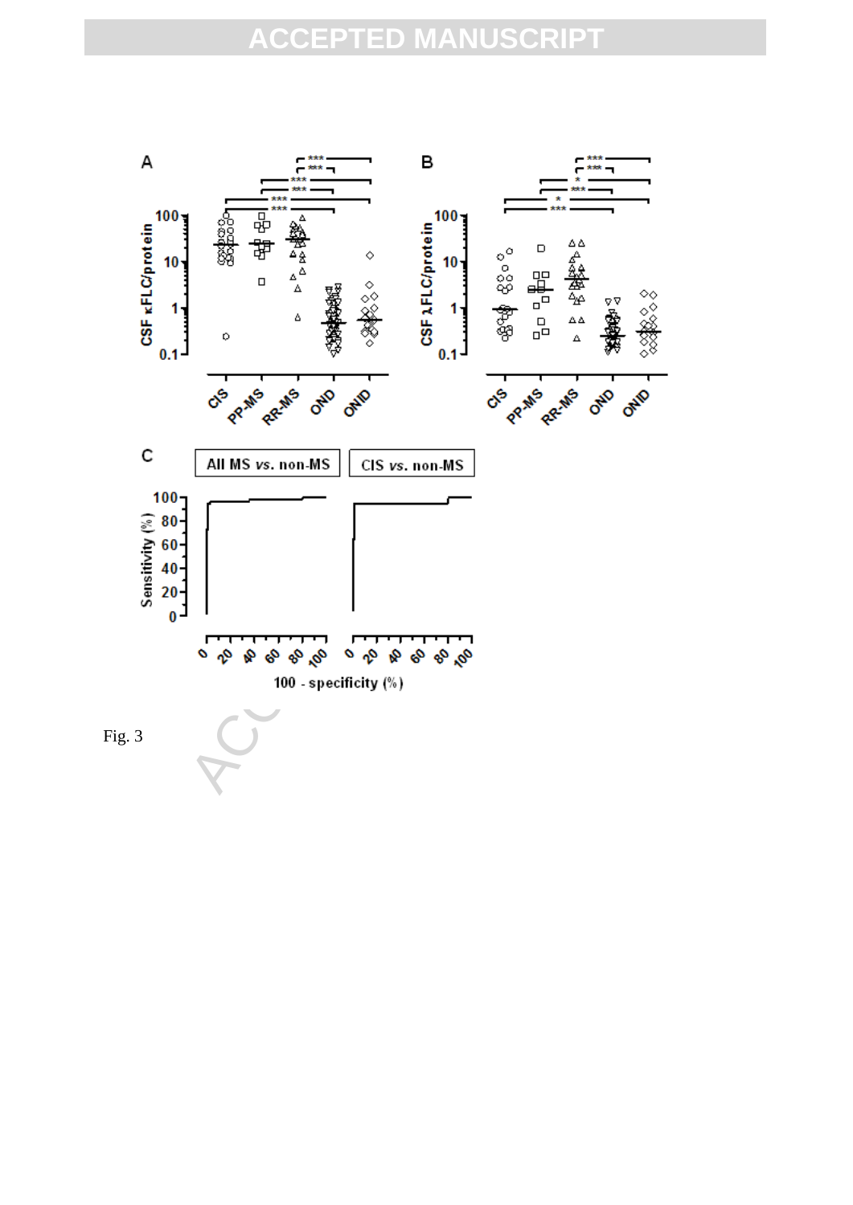Fig. 3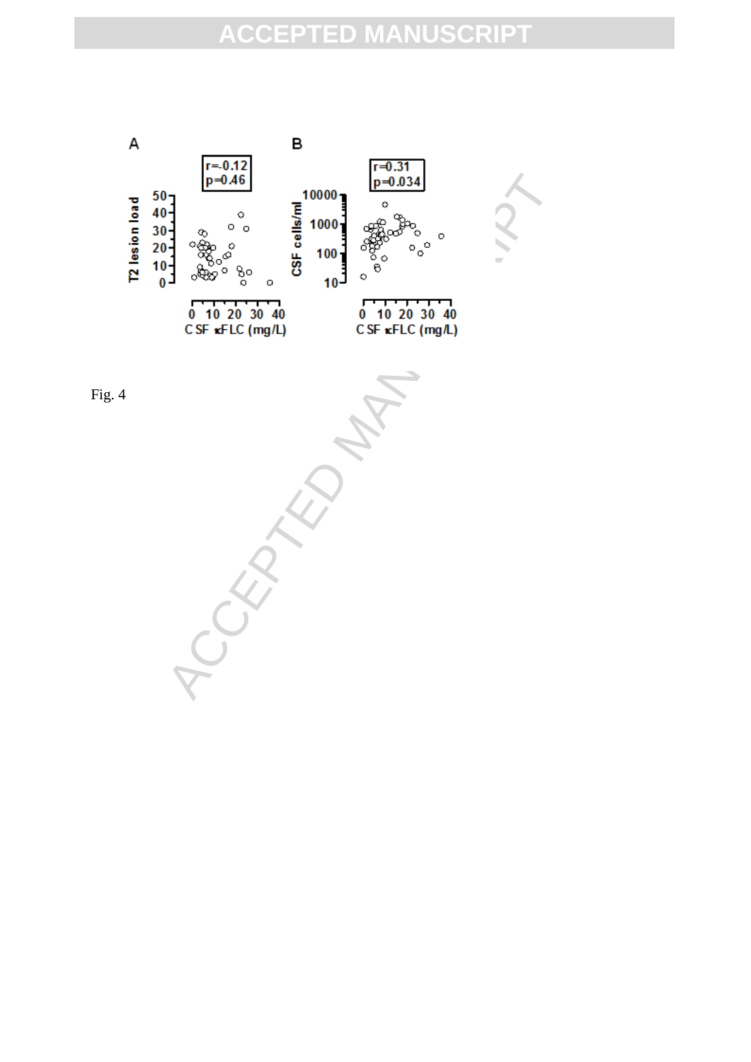A

r=-0.12
p=0.46

T2 lesion load

50
40
30
20
10
0

0 10 20 30 40
CSF κFLC (mg/L)

B

r=0.31
p=0.034

CSF cells/ml

10000
1000
100
10

0 10 20 30 40
CSF κFLC (mg/L)

Fig. 4